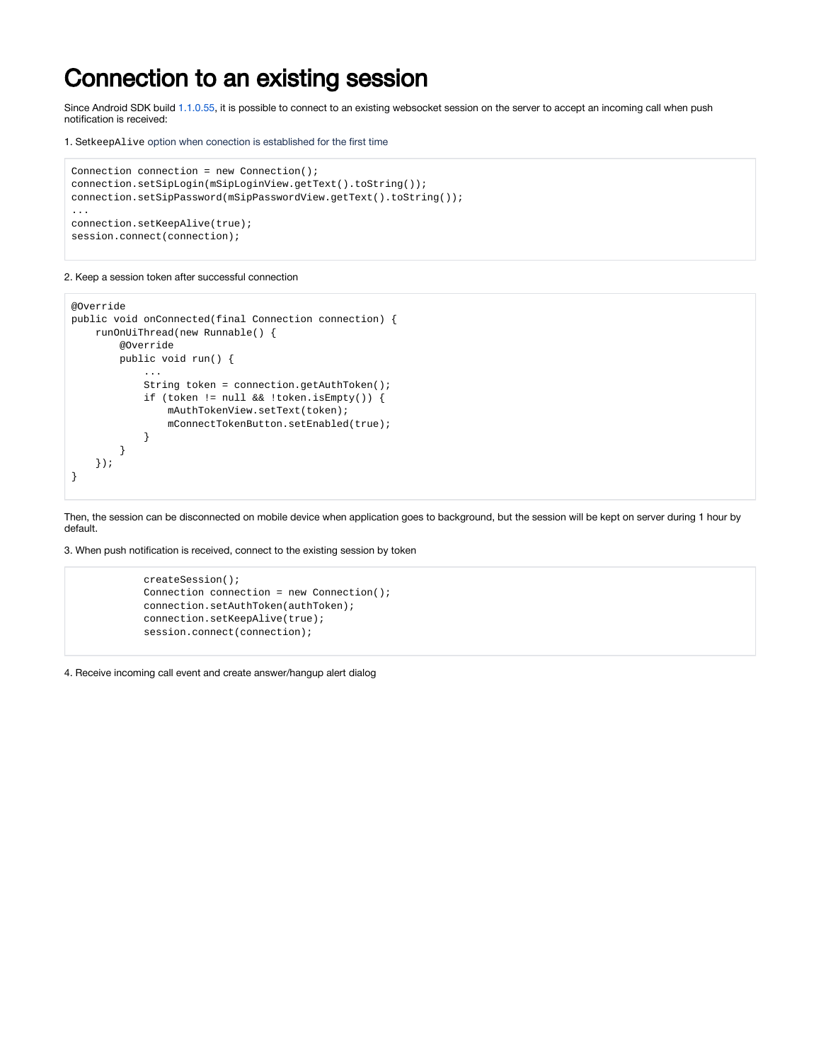# Connection to an existing session

Since Android SDK build 1.1.0.55, it is possible to connect to an existing websocket session on the server to accept an incoming call when push notification is received:

1. Set `keepAlive` option when conection is established for the first time

```
Connection connection = new Connection();
connection.setSipLogin(mSipLoginView.getText().toString());
connection.setSipPassword(mSipPasswordView.getText().toString());
...
connection.setKeepAlive(true);
session.connect(connection);
```

2. Keep a session token after successful connection

```
@Override
public void onConnected(final Connection connection) {
    runOnUiThread(new Runnable() {
        @Override
        public void run() {
            ...
            String token = connection.getAuthToken();
            if (token != null && !token.isEmpty()) {
                mAuthTokenView.setText(token);
                mConnectTokenButton.setEnabled(true);
            }
        }
    });
}
```

Then, the session can be disconnected on mobile device when application goes to background, but the session will be kept on server during 1 hour by default.

3. When push notification is received, connect to the existing session by token

```
            createSession();
            Connection connection = new Connection();
            connection.setAuthToken(authToken);
            connection.setKeepAlive(true);
            session.connect(connection);
```

4. Receive incoming call event and create answer/hangup alert dialog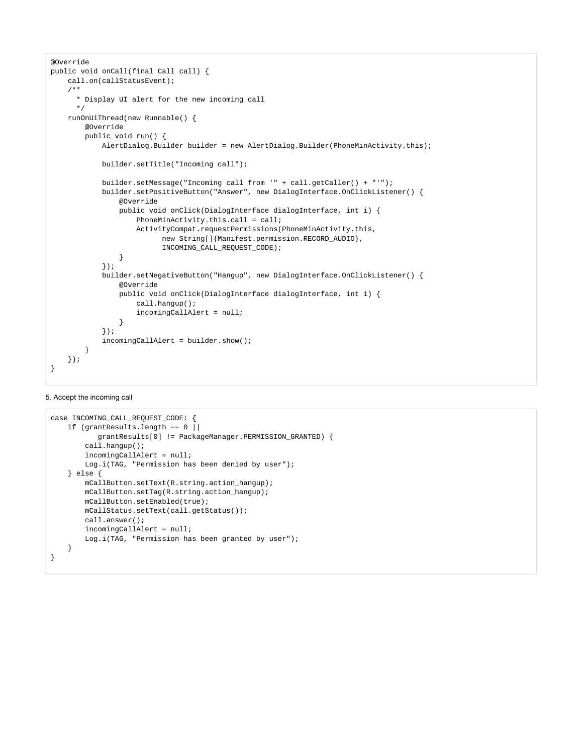```
@Override
public void onCall(final Call call) {
    call.on(callStatusEvent);
    /**
      * Display UI alert for the new incoming call
      */
    runOnUiThread(new Runnable() {
        @Override
        public void run() {
            AlertDialog.Builder builder = new AlertDialog.Builder(PhoneMinActivity.this);

            builder.setTitle("Incoming call");

            builder.setMessage("Incoming call from '" + call.getCaller() + "'");
            builder.setPositiveButton("Answer", new DialogInterface.OnClickListener() {
                @Override
                public void onClick(DialogInterface dialogInterface, int i) {
                    PhoneMinActivity.this.call = call;
                    ActivityCompat.requestPermissions(PhoneMinActivity.this,
                          new String[]{Manifest.permission.RECORD_AUDIO},
                          INCOMING_CALL_REQUEST_CODE);
                }
            });
            builder.setNegativeButton("Hangup", new DialogInterface.OnClickListener() {
                @Override
                public void onClick(DialogInterface dialogInterface, int i) {
                    call.hangup();
                    incomingCallAlert = null;
                }
            });
            incomingCallAlert = builder.show();
        }
    });
}
```

5. Accept the incoming call

```
case INCOMING_CALL_REQUEST_CODE: {
    if (grantResults.length == 0 ||
           grantResults[0] != PackageManager.PERMISSION_GRANTED) {
        call.hangup();
        incomingCallAlert = null;
        Log.i(TAG, "Permission has been denied by user");
    } else {
        mCallButton.setText(R.string.action_hangup);
        mCallButton.setTag(R.string.action_hangup);
        mCallButton.setEnabled(true);
        mCallStatus.setText(call.getStatus());
        call.answer();
        incomingCallAlert = null;
        Log.i(TAG, "Permission has been granted by user");
    }
}
```